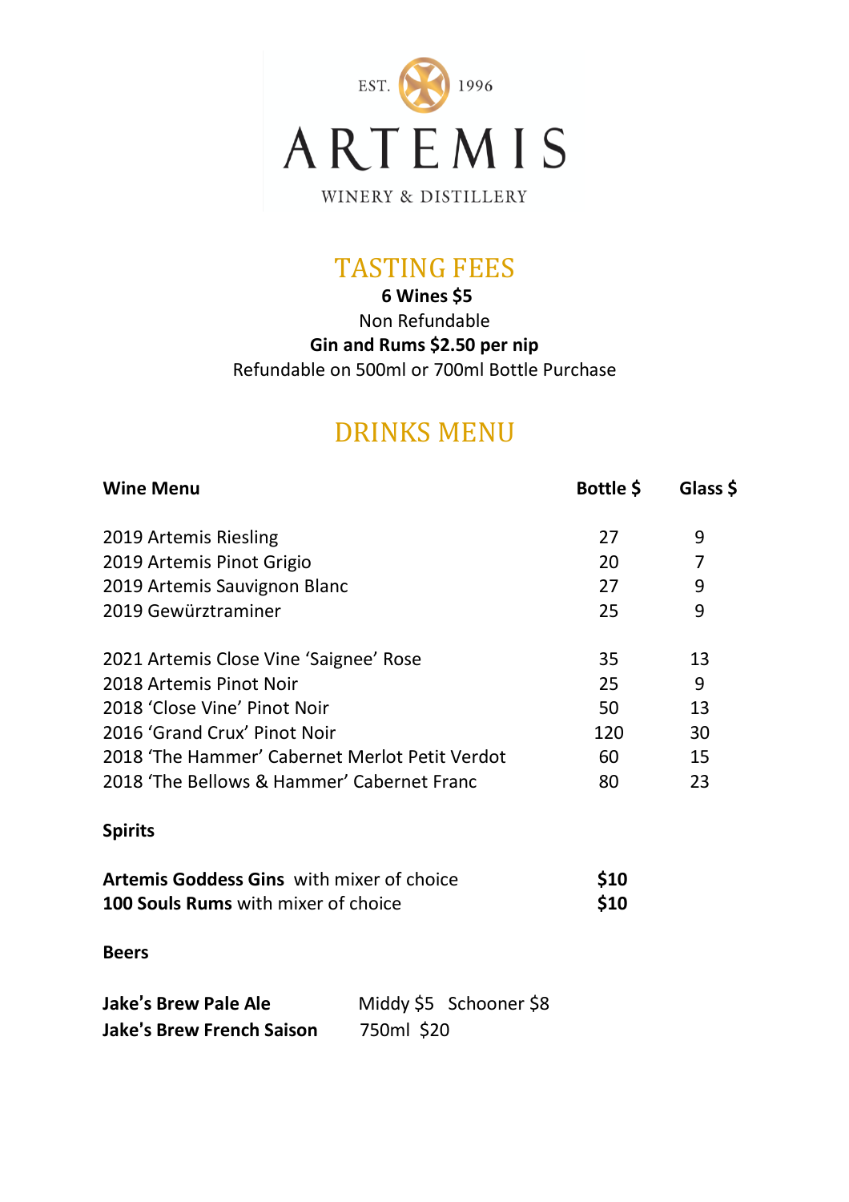EST. 1996

# ARTEMIS

WINERY & DISTILLERY

## TASTING FEES

**6 Wines $5**

Non Refundable

**Gin and Rums $2.50 per nip**

Refundable on 500ml or 700ml Bottle Purchase

## DRINKS MENU

| **Wine Menu** | **Bottle $** | **Glass $** |
|---|---|---|
| 2019 Artemis Riesling | 27 | 9 |
| 2019 Artemis Pinot Grigio | 20 | 7 |
| 2019 Artemis Sauvignon Blanc | 27 | 9 |
| 2019 Gewürztraminer | 25 | 9 |
| 2021 Artemis Close Vine 'Saignee' Rose | 35 | 13 |
| 2018 Artemis Pinot Noir | 25 | 9 |
| 2018 'Close Vine' Pinot Noir | 50 | 13 |
| 2016 'Grand Crux' Pinot Noir | 120 | 30 |
| 2018 'The Hammer' Cabernet Merlot Petit Verdot | 60 | 15 |
| 2018 'The Bellows & Hammer' Cabernet Franc | 80 | 23 |

**Spirits**

| | |
|---|---|
| **Artemis Goddess Gins** with mixer of choice | **$10** |
| **100 Souls Rums** with mixer of choice | **$10** |

**Beers**

| | |
|---|---|
| **Jake's Brew Pale Ale** | Middy $5 Schooner $8 |
| **Jake's Brew French Saison** | 750ml $20 |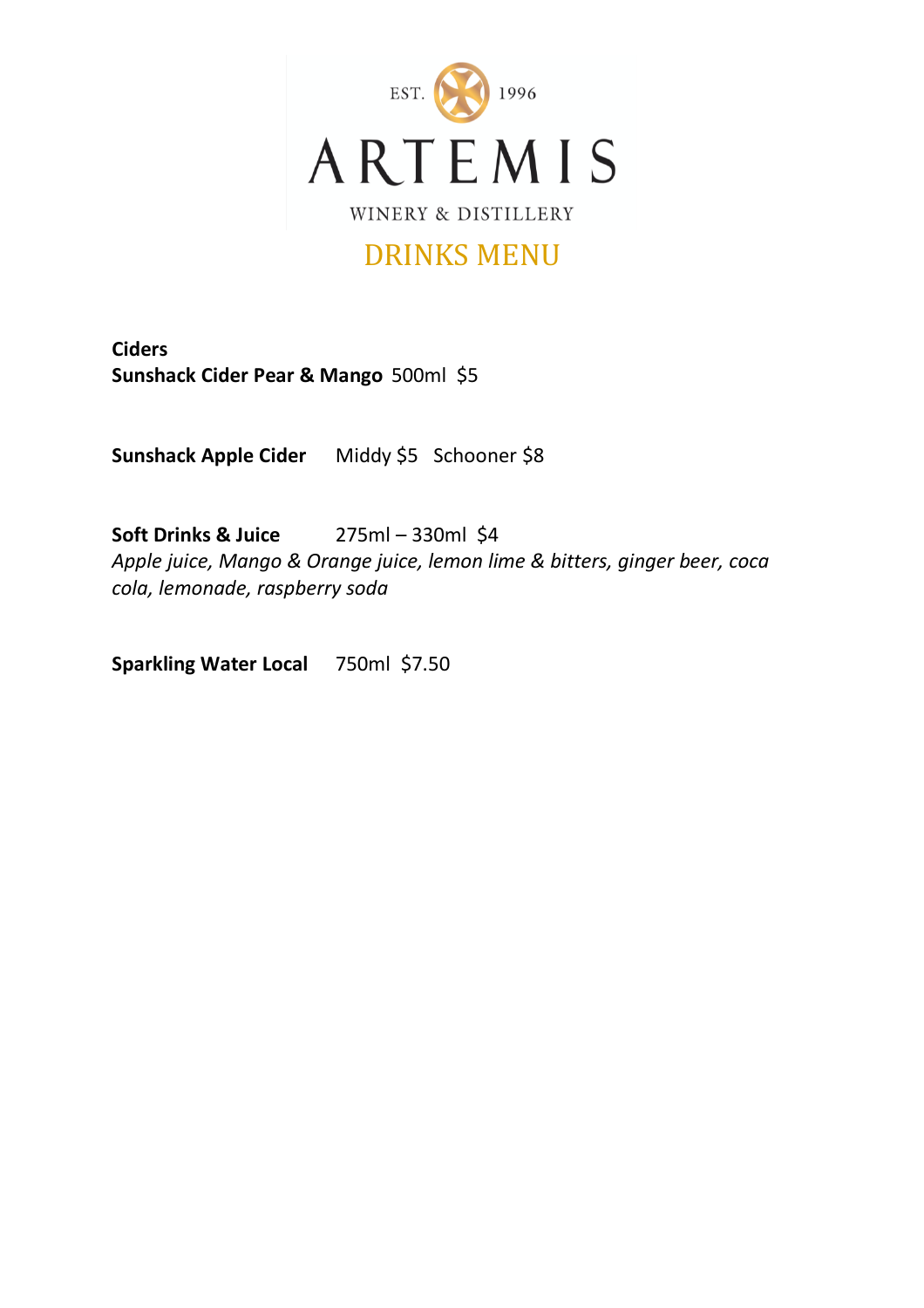EST. 1996

# ARTEMIS

WINERY & DISTILLERY

## DRINKS MENU

**Ciders**
**Sunshack Cider Pear & Mango** 500ml $5

**Sunshack Apple Cider** Middy $5 Schooner $8

**Soft Drinks & Juice** 275ml – 330ml $4
*Apple juice, Mango & Orange juice, lemon lime & bitters, ginger beer, coca cola, lemonade, raspberry soda*

**Sparkling Water Local** 750ml $7.50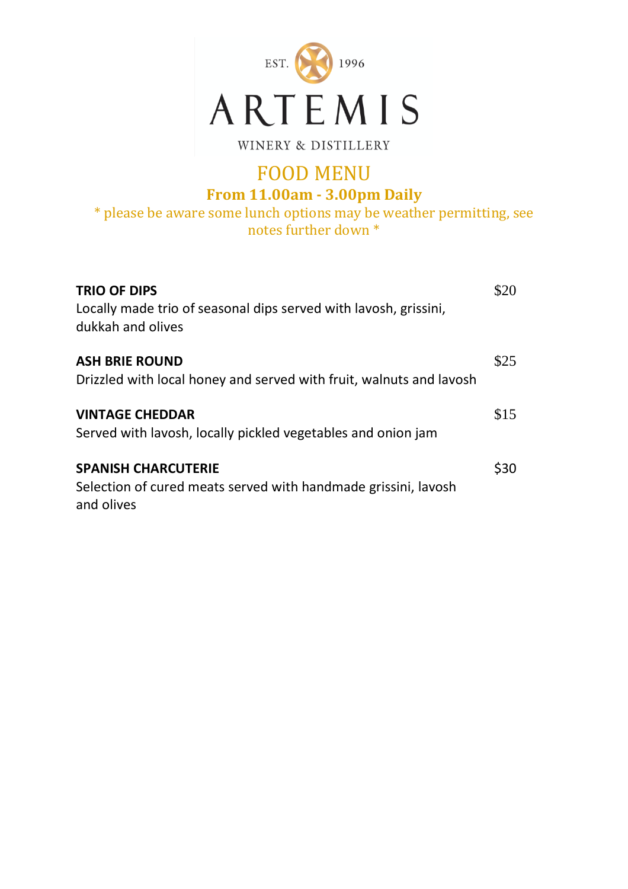EST. 1996

# ARTEMIS

WINERY & DISTILLERY

## FOOD MENU

### From 11.00am - 3.00pm Daily

* please be aware some lunch options may be weather permitting, see notes further down *

**TRIO OF DIPS** $20
Locally made trio of seasonal dips served with lavosh, grissini, dukkah and olives

**ASH BRIE ROUND** $25
Drizzled with local honey and served with fruit, walnuts and lavosh

**VINTAGE CHEDDAR** $15
Served with lavosh, locally pickled vegetables and onion jam

**SPANISH CHARCUTERIE** $30
Selection of cured meats served with handmade grissini, lavosh and olives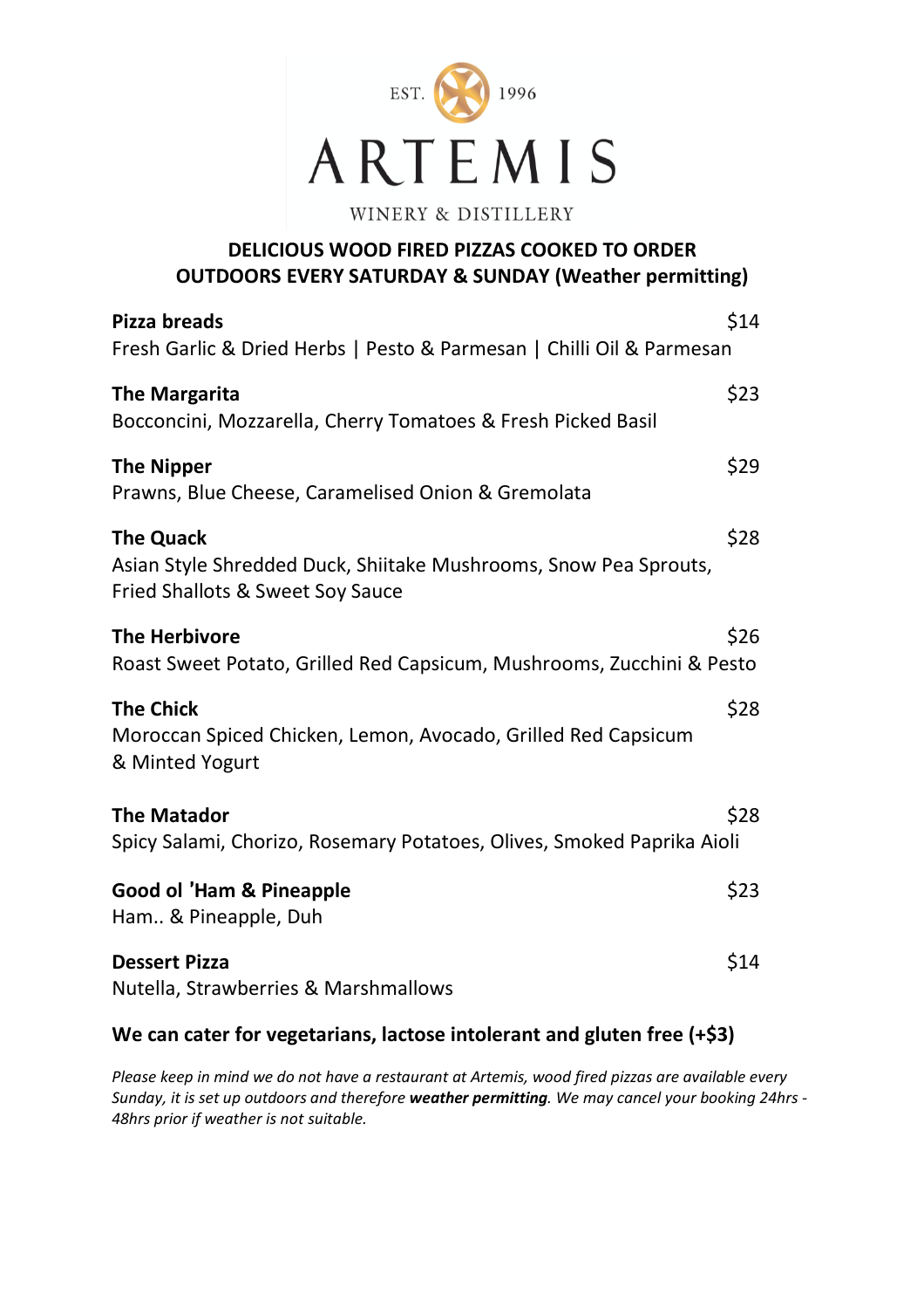EST. 1996

# ARTEMIS

WINERY & DISTILLERY

## DELICIOUS WOOD FIRED PIZZAS COOKED TO ORDER
## OUTDOORS EVERY SATURDAY & SUNDAY (Weather permitting)

**Pizza breads** $14
Fresh Garlic & Dried Herbs | Pesto & Parmesan | Chilli Oil & Parmesan

**The Margarita** $23
Bocconcini, Mozzarella, Cherry Tomatoes & Fresh Picked Basil

**The Nipper** $29
Prawns, Blue Cheese, Caramelised Onion & Gremolata

**The Quack** $28
Asian Style Shredded Duck, Shiitake Mushrooms, Snow Pea Sprouts, Fried Shallots & Sweet Soy Sauce

**The Herbivore** $26
Roast Sweet Potato, Grilled Red Capsicum, Mushrooms, Zucchini & Pesto

**The Chick** $28
Moroccan Spiced Chicken, Lemon, Avocado, Grilled Red Capsicum & Minted Yogurt

**The Matador** $28
Spicy Salami, Chorizo, Rosemary Potatoes, Olives, Smoked Paprika Aioli

**Good ol 'Ham & Pineapple** $23
Ham.. & Pineapple, Duh

**Dessert Pizza** $14
Nutella, Strawberries & Marshmallows

**We can cater for vegetarians, lactose intolerant and gluten free (+$3)**

*Please keep in mind we do not have a restaurant at Artemis, wood fired pizzas are available every Sunday, it is set up outdoors and therefore **weather permitting**. We may cancel your booking 24hrs - 48hrs prior if weather is not suitable.*